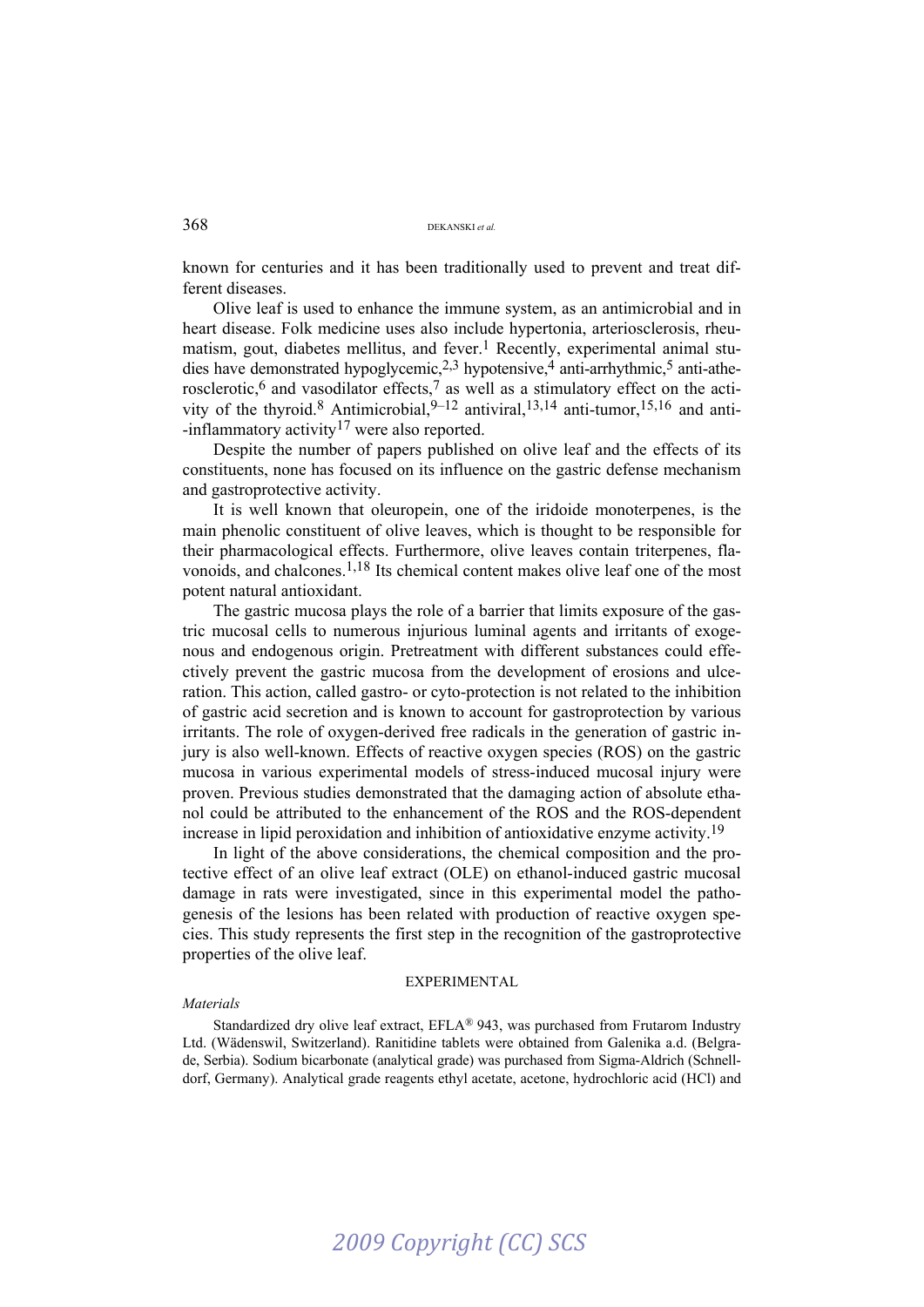known for centuries and it has been traditionally used to prevent and treat different diseases.

Olive leaf is used to enhance the immune system, as an antimicrobial and in heart disease. Folk medicine uses also include hypertonia, arteriosclerosis, rheumatism, gout, diabetes mellitus, and fever.[1] Recently, experimental animal studies have demonstrated hypoglycemic,[2,3] hypotensive,[4] anti-arrhythmic,[5] anti-atherosclerotic,[6] and vasodilator effects,[7] as well as a stimulatory effect on the activity of the thyroid.[8] Antimicrobial,[9–12] antiviral,[13,14] anti-tumor,[15,16] and anti-inflammatory activity[17] were also reported.

Despite the number of papers published on olive leaf and the effects of its constituents, none has focused on its influence on the gastric defense mechanism and gastroprotective activity.

It is well known that oleuropein, one of the iridoide monoterpenes, is the main phenolic constituent of olive leaves, which is thought to be responsible for their pharmacological effects. Furthermore, olive leaves contain triterpenes, flavonoids, and chalcones.[1,18] Its chemical content makes olive leaf one of the most potent natural antioxidant.

The gastric mucosa plays the role of a barrier that limits exposure of the gastric mucosal cells to numerous injurious luminal agents and irritants of exogenous and endogenous origin. Pretreatment with different substances could effectively prevent the gastric mucosa from the development of erosions and ulceration. This action, called gastro- or cyto-protection is not related to the inhibition of gastric acid secretion and is known to account for gastroprotection by various irritants. The role of oxygen-derived free radicals in the generation of gastric injury is also well-known. Effects of reactive oxygen species (ROS) on the gastric mucosa in various experimental models of stress-induced mucosal injury were proven. Previous studies demonstrated that the damaging action of absolute ethanol could be attributed to the enhancement of the ROS and the ROS-dependent increase in lipid peroxidation and inhibition of antioxidative enzyme activity.[19]

In light of the above considerations, the chemical composition and the protective effect of an olive leaf extract (OLE) on ethanol-induced gastric mucosal damage in rats were investigated, since in this experimental model the pathogenesis of the lesions has been related with production of reactive oxygen species. This study represents the first step in the recognition of the gastroprotective properties of the olive leaf.

## EXPERIMENTAL

*Materials*

Standardized dry olive leaf extract, EFLA® 943, was purchased from Frutarom Industry Ltd. (Wädenswil, Switzerland). Ranitidine tablets were obtained from Galenika a.d. (Belgrade, Serbia). Sodium bicarbonate (analytical grade) was purchased from Sigma-Aldrich (Schnelldorf, Germany). Analytical grade reagents ethyl acetate, acetone, hydrochloric acid (HCl) and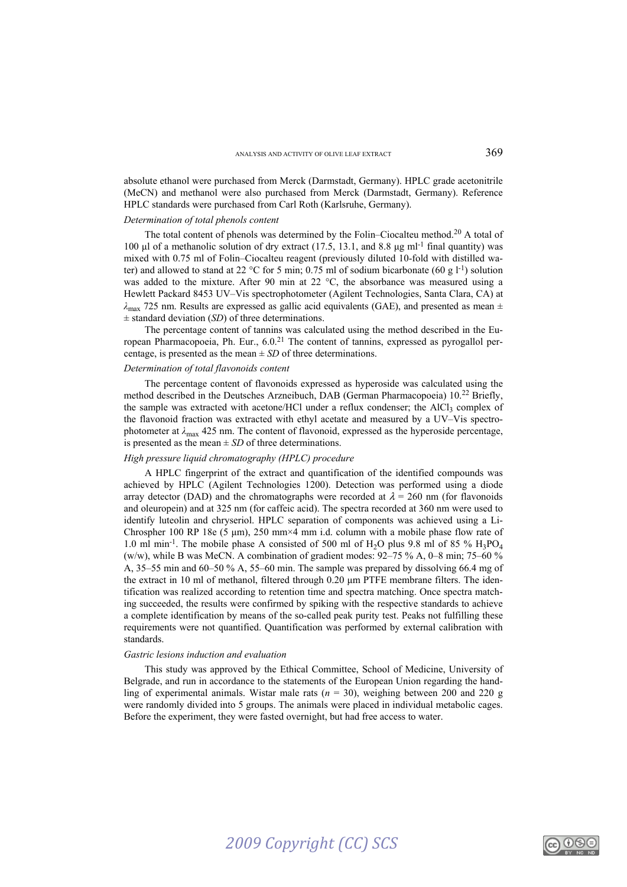absolute ethanol were purchased from Merck (Darmstadt, Germany). HPLC grade acetonitrile (MeCN) and methanol were also purchased from Merck (Darmstadt, Germany). Reference HPLC standards were purchased from Carl Roth (Karlsruhe, Germany).

*Determination of total phenols content*

The total content of phenols was determined by the Folin–Ciocalteu method.[20] A total of 100 μl of a methanolic solution of dry extract (17.5, 13.1, and 8.8 μg $ml^{-1}$ final quantity) was mixed with 0.75 ml of Folin–Ciocalteu reagent (previously diluted 10-fold with distilled water) and allowed to stand at 22 °C for 5 min; 0.75 ml of sodium bicarbonate (60 g $l^{-1}$) solution was added to the mixture. After 90 min at 22 °C, the absorbance was measured using a Hewlett Packard 8453 UV–Vis spectrophotometer (Agilent Technologies, Santa Clara, CA) at $\lambda_{max}$ 725 nm. Results are expressed as gallic acid equivalents (GAE), and presented as mean ± ± standard deviation (*SD*) of three determinations.

The percentage content of tannins was calculated using the method described in the European Pharmacopoeia, Ph. Eur., 6.0.[21] The content of tannins, expressed as pyrogallol percentage, is presented as the mean ± *SD* of three determinations.

*Determination of total flavonoids content*

The percentage content of flavonoids expressed as hyperoside was calculated using the method described in the Deutsches Arzneibuch, DAB (German Pharmacopoeia) 10.[22] Briefly, the sample was extracted with acetone/HCl under a reflux condenser; the $AlCl_3$ complex of the flavonoid fraction was extracted with ethyl acetate and measured by a UV–Vis spectrophotometer at $\lambda_{max}$ 425 nm. The content of flavonoid, expressed as the hyperoside percentage, is presented as the mean ± *SD* of three determinations.

*High pressure liquid chromatography (HPLC) procedure*

A HPLC fingerprint of the extract and quantification of the identified compounds was achieved by HPLC (Agilent Technologies 1200). Detection was performed using a diode array detector (DAD) and the chromatographs were recorded at $\lambda$ = 260 nm (for flavonoids and oleuropein) and at 325 nm (for caffeic acid). The spectra recorded at 360 nm were used to identify luteolin and chryseriol. HPLC separation of components was achieved using a LiChrospher 100 RP 18e (5 μm), 250 mm×4 mm i.d. column with a mobile phase flow rate of 1.0 ml $min^{-1}$. The mobile phase A consisted of 500 ml of $H_2O$ plus 9.8 ml of 85 % $H_3PO_4$ (w/w), while B was MeCN. A combination of gradient modes: 92–75 % A, 0–8 min; 75–60 % A, 35–55 min and 60–50 % A, 55–60 min. The sample was prepared by dissolving 66.4 mg of the extract in 10 ml of methanol, filtered through 0.20 μm PTFE membrane filters. The identification was realized according to retention time and spectra matching. Once spectra matching succeeded, the results were confirmed by spiking with the respective standards to achieve a complete identification by means of the so-called peak purity test. Peaks not fulfilling these requirements were not quantified. Quantification was performed by external calibration with standards.

*Gastric lesions induction and evaluation*

This study was approved by the Ethical Committee, School of Medicine, University of Belgrade, and run in accordance to the statements of the European Union regarding the handling of experimental animals. Wistar male rats ($n$ = 30), weighing between 200 and 220 g were randomly divided into 5 groups. The animals were placed in individual metabolic cages. Before the experiment, they were fasted overnight, but had free access to water.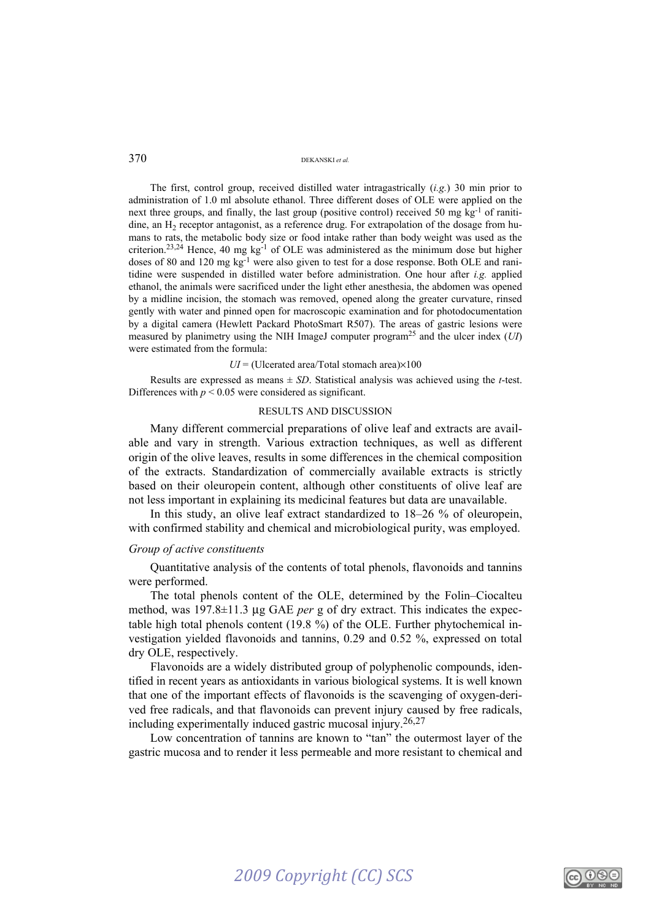The first, control group, received distilled water intragastrically (*i.g.*) 30 min prior to administration of 1.0 ml absolute ethanol. Three different doses of OLE were applied on the next three groups, and finally, the last group (positive control) received 50 mg $kg^{-1}$ of ranitidine, an $H_2$ receptor antagonist, as a reference drug. For extrapolation of the dosage from humans to rats, the metabolic body size or food intake rather than body weight was used as the criterion.[23,24] Hence, 40 mg $kg^{-1}$ of OLE was administered as the minimum dose but higher doses of 80 and 120 mg $kg^{-1}$ were also given to test for a dose response. Both OLE and ranitidine were suspended in distilled water before administration. One hour after *i.g.* applied ethanol, the animals were sacrificed under the light ether anesthesia, the abdomen was opened by a midline incision, the stomach was removed, opened along the greater curvature, rinsed gently with water and pinned open for macroscopic examination and for photodocumentation by a digital camera (Hewlett Packard PhotoSmart R507). The areas of gastric lesions were measured by planimetry using the NIH ImageJ computer program[25] and the ulcer index (*UI*) were estimated from the formula:

$$UI = (\text{Ulcerated area}/\text{Total stomach area}) \times 100$$

Results are expressed as means ± *SD*. Statistical analysis was achieved using the *t*-test. Differences with $p < 0.05$ were considered as significant.

## RESULTS AND DISCUSSION

Many different commercial preparations of olive leaf and extracts are available and vary in strength. Various extraction techniques, as well as different origin of the olive leaves, results in some differences in the chemical composition of the extracts. Standardization of commercially available extracts is strictly based on their oleuropein content, although other constituents of olive leaf are not less important in explaining its medicinal features but data are unavailable.

In this study, an olive leaf extract standardized to 18–26 % of oleuropein, with confirmed stability and chemical and microbiological purity, was employed.

### *Group of active constituents*

Quantitative analysis of the contents of total phenols, flavonoids and tannins were performed.

The total phenols content of the OLE, determined by the Folin–Ciocalteu method, was 197.8±11.3 μg GAE *per* g of dry extract. This indicates the expectable high total phenols content (19.8 %) of the OLE. Further phytochemical investigation yielded flavonoids and tannins, 0.29 and 0.52 %, expressed on total dry OLE, respectively.

Flavonoids are a widely distributed group of polyphenolic compounds, identified in recent years as antioxidants in various biological systems. It is well known that one of the important effects of flavonoids is the scavenging of oxygen-derived free radicals, and that flavonoids can prevent injury caused by free radicals, including experimentally induced gastric mucosal injury.[26,27]

Low concentration of tannins are known to "tan" the outermost layer of the gastric mucosa and to render it less permeable and more resistant to chemical and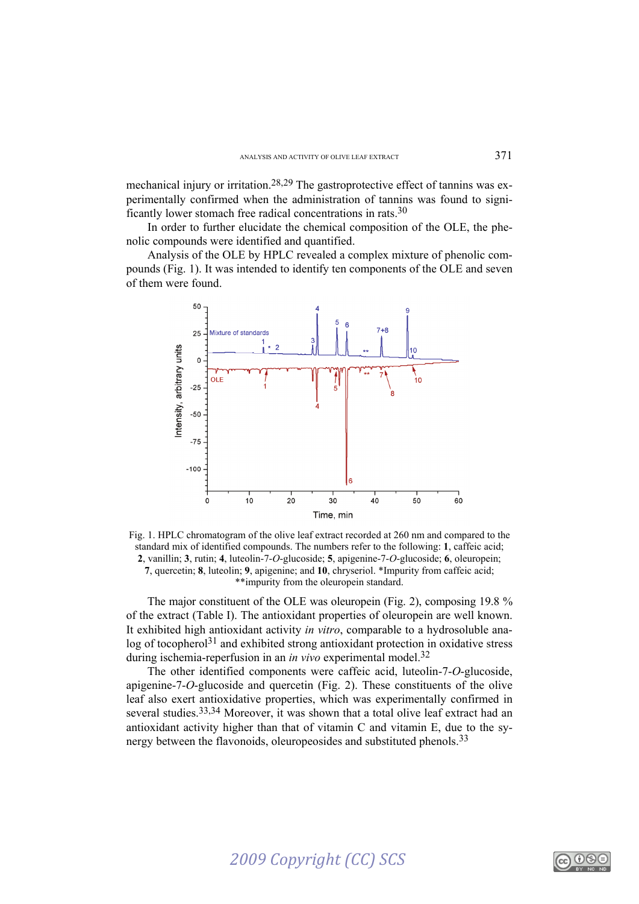mechanical injury or irritation.[28,29] The gastroprotective effect of tannins was experimentally confirmed when the administration of tannins was found to significantly lower stomach free radical concentrations in rats.[30]

In order to further elucidate the chemical composition of the OLE, the phenolic compounds were identified and quantified.

Analysis of the OLE by HPLC revealed a complex mixture of phenolic compounds (Fig. 1). It was intended to identify ten components of the OLE and seven of them were found.

Fig. 1. HPLC chromatogram of the olive leaf extract recorded at 260 nm and compared to the standard mix of identified compounds. The numbers refer to the following: **1**, caffeic acid; **2**, vanillin; **3**, rutin; **4**, luteolin-7-*O*-glucoside; **5**, apigenine-7-*O*-glucoside; **6**, oleuropein; **7**, quercetin; **8**, luteolin; **9**, apigenine; and **10**, chryseriol. *Impurity from caffeic acid; **impurity from the oleuropein standard.

The major constituent of the OLE was oleuropein (Fig. 2), composing 19.8 % of the extract (Table I). The antioxidant properties of oleuropein are well known. It exhibited high antioxidant activity *in vitro*, comparable to a hydrosoluble analog of tocopherol[31] and exhibited strong antioxidant protection in oxidative stress during ischemia-reperfusion in an *in vivo* experimental model.[32]

The other identified components were caffeic acid, luteolin-7-*O*-glucoside, apigenine-7-*O*-glucoside and quercetin (Fig. 2). These constituents of the olive leaf also exert antioxidative properties, which was experimentally confirmed in several studies.[33,34] Moreover, it was shown that a total olive leaf extract had an antioxidant activity higher than that of vitamin C and vitamin E, due to the synergy between the flavonoids, oleuropeosides and substituted phenols.[33]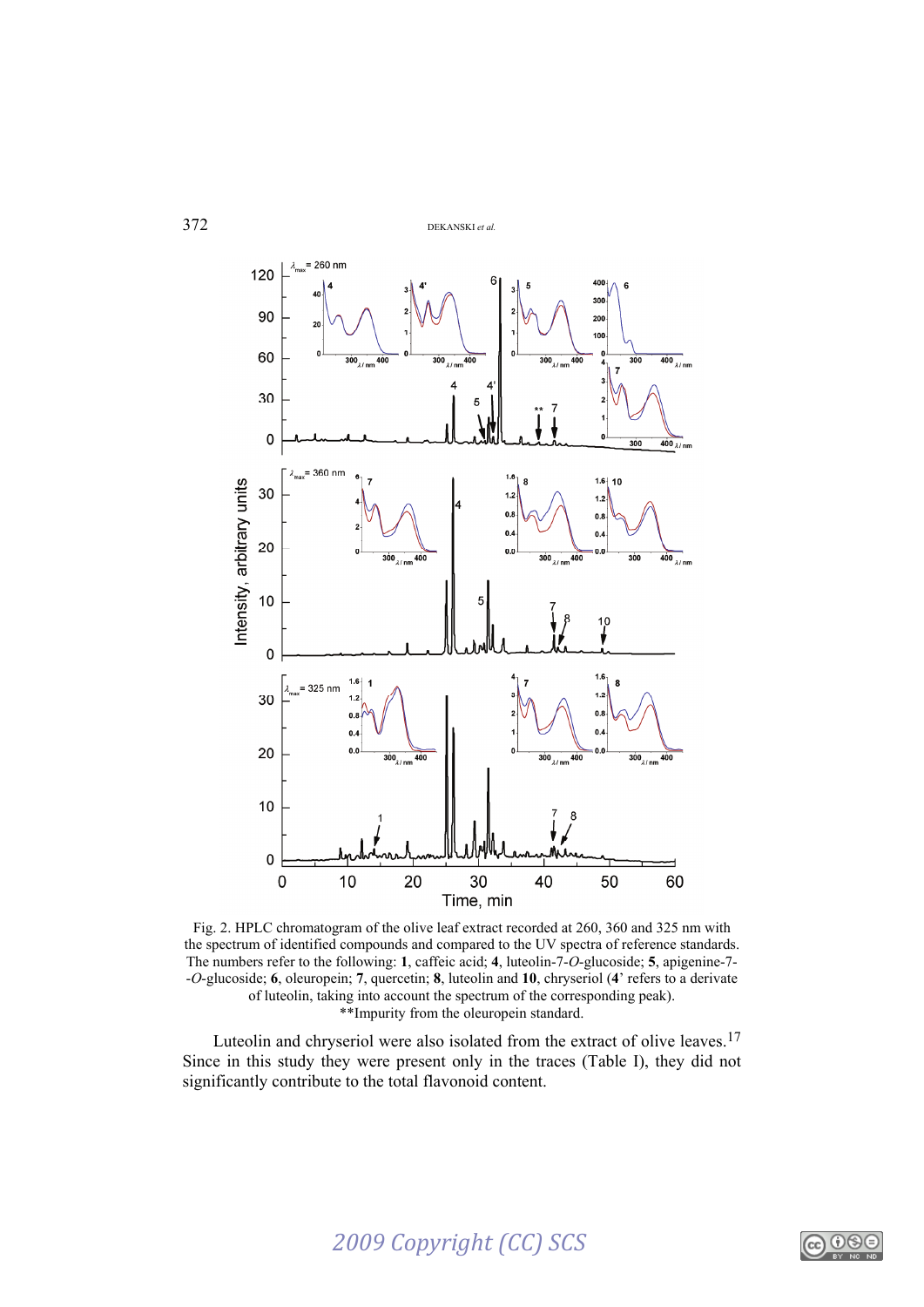Fig. 2. HPLC chromatogram of the olive leaf extract recorded at 260, 360 and 325 nm with the spectrum of identified compounds and compared to the UV spectra of reference standards. The numbers refer to the following: **1**, caffeic acid; **4**, luteolin-7-*O*-glucoside; **5**, apigenine-7-*O*-glucoside; **6**, oleuropein; **7**, quercetin; **8**, luteolin and **10**, chryseriol (**4**' refers to a derivate of luteolin, taking into account the spectrum of the corresponding peak). **Impurity from the oleuropein standard.

Luteolin and chryseriol were also isolated from the extract of olive leaves.[17] Since in this study they were present only in the traces (Table I), they did not significantly contribute to the total flavonoid content.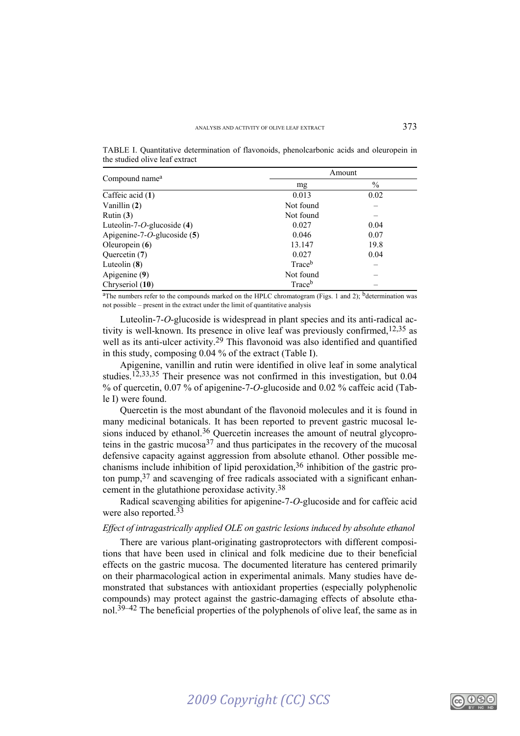TABLE I. Quantitative determination of flavonoids, phenolcarbonic acids and oleuropein in the studied olive leaf extract

| Compound name[a] | Amount | |
|---|---|---|
| | mg | % |
| Caffeic acid (**1**) | 0.013 | 0.02 |
| Vanillin (**2**) | Not found | – |
| Rutin (**3**) | Not found | – |
| Luteolin-7-*O*-glucoside (**4**) | 0.027 | 0.04 |
| Apigenine-7-*O*-glucoside (**5**) | 0.046 | 0.07 |
| Oleuropein (**6**) | 13.147 | 19.8 |
| Quercetin (**7**) | 0.027 | 0.04 |
| Luteolin (**8**) | Trace[b] | – |
| Apigenine (**9**) | Not found | – |
| Chryseriol (**10**) | Trace[b] | – |

[a]The numbers refer to the compounds marked on the HPLC chromatogram (Figs. 1 and 2); [b]determination was not possible – present in the extract under the limit of quantitative analysis

Luteolin-7-*O*-glucoside is widespread in plant species and its anti-radical activity is well-known. Its presence in olive leaf was previously confirmed,[12,35] as well as its anti-ulcer activity.[29] This flavonoid was also identified and quantified in this study, composing 0.04 % of the extract (Table I).

Apigenine, vanillin and rutin were identified in olive leaf in some analytical studies.[12,33,35] Their presence was not confirmed in this investigation, but 0.04 % of quercetin, 0.07 % of apigenine-7-*O*-glucoside and 0.02 % caffeic acid (Table I) were found.

Quercetin is the most abundant of the flavonoid molecules and it is found in many medicinal botanicals. It has been reported to prevent gastric mucosal lesions induced by ethanol.[36] Quercetin increases the amount of neutral glycoproteins in the gastric mucosa[37] and thus participates in the recovery of the mucosal defensive capacity against aggression from absolute ethanol. Other possible mechanisms include inhibition of lipid peroxidation,[36] inhibition of the gastric proton pump,[37] and scavenging of free radicals associated with a significant enhancement in the glutathione peroxidase activity.[38]

Radical scavenging abilities for apigenine-7-*O*-glucoside and for caffeic acid were also reported.[33]

*Effect of intragastrically applied OLE on gastric lesions induced by absolute ethanol*

There are various plant-originating gastroprotectors with different compositions that have been used in clinical and folk medicine due to their beneficial effects on the gastric mucosa. The documented literature has centered primarily on their pharmacological action in experimental animals. Many studies have demonstrated that substances with antioxidant properties (especially polyphenolic compounds) may protect against the gastric-damaging effects of absolute ethanol.[39–42] The beneficial properties of the polyphenols of olive leaf, the same as in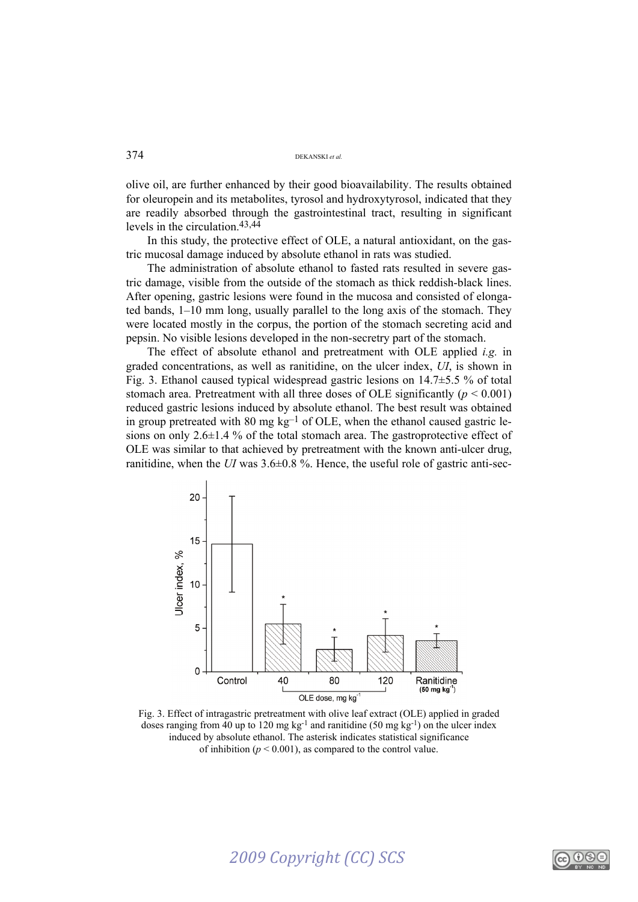olive oil, are further enhanced by their good bioavailability. The results obtained for oleuropein and its metabolites, tyrosol and hydroxytyrosol, indicated that they are readily absorbed through the gastrointestinal tract, resulting in significant levels in the circulation.[43,44]

In this study, the protective effect of OLE, a natural antioxidant, on the gastric mucosal damage induced by absolute ethanol in rats was studied.

The administration of absolute ethanol to fasted rats resulted in severe gastric damage, visible from the outside of the stomach as thick reddish-black lines. After opening, gastric lesions were found in the mucosa and consisted of elongated bands, 1–10 mm long, usually parallel to the long axis of the stomach. They were located mostly in the corpus, the portion of the stomach secreting acid and pepsin. No visible lesions developed in the non-secretry part of the stomach.

The effect of absolute ethanol and pretreatment with OLE applied *i.g.* in graded concentrations, as well as ranitidine, on the ulcer index, *UI*, is shown in Fig. 3. Ethanol caused typical widespread gastric lesions on 14.7±5.5 % of total stomach area. Pretreatment with all three doses of OLE significantly ($p < 0.001$) reduced gastric lesions induced by absolute ethanol. The best result was obtained in group pretreated with 80 mg $kg^{-1}$ of OLE, when the ethanol caused gastric lesions on only 2.6±1.4 % of the total stomach area. The gastroprotective effect of OLE was similar to that achieved by pretreatment with the known anti-ulcer drug, ranitidine, when the *UI* was 3.6±0.8 %. Hence, the useful role of gastric anti-sec-

Fig. 3. Effect of intragastric pretreatment with olive leaf extract (OLE) applied in graded doses ranging from 40 up to 120 mg $kg^{-1}$ and ranitidine (50 mg $kg^{-1}$) on the ulcer index induced by absolute ethanol. The asterisk indicates statistical significance of inhibition ($p < 0.001$), as compared to the control value.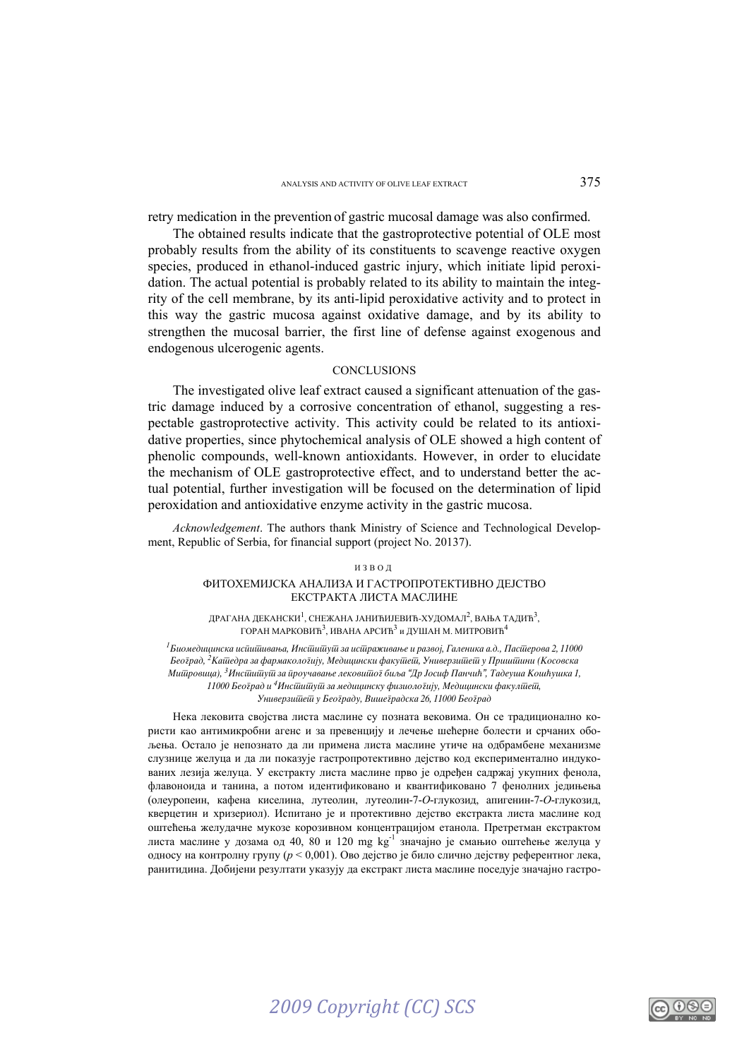retry medication in the prevention of gastric mucosal damage was also confirmed.

The obtained results indicate that the gastroprotective potential of OLE most probably results from the ability of its constituents to scavenge reactive oxygen species, produced in ethanol-induced gastric injury, which initiate lipid peroxidation. The actual potential is probably related to its ability to maintain the integrity of the cell membrane, by its anti-lipid peroxidative activity and to protect in this way the gastric mucosa against oxidative damage, and by its ability to strengthen the mucosal barrier, the first line of defense against exogenous and endogenous ulcerogenic agents.

## CONCLUSIONS

The investigated olive leaf extract caused a significant attenuation of the gastric damage induced by a corrosive concentration of ethanol, suggesting a respectable gastroprotective activity. This activity could be related to its antioxidative properties, since phytochemical analysis of OLE showed a high content of phenolic compounds, well-known antioxidants. However, in order to elucidate the mechanism of OLE gastroprotective effect, and to understand better the actual potential, further investigation will be focused on the determination of lipid peroxidation and antioxidative enzyme activity in the gastric mucosa.

*Acknowledgement*. The authors thank Ministry of Science and Technological Development, Republic of Serbia, for financial support (project No. 20137).

## ИЗВОД

### ФИТОХЕМИЈСКА АНАЛИЗА И ГАСТРОПРОТЕКТИВНО ДЕЈСТВО ЕКСТРАКТА ЛИСТА МАСЛИНЕ

ДРАГАНА ДЕКАНСКИ[1], СНЕЖАНА ЈАНИЋИЈЕВИЋ-ХУДОМАЛ[2], ВАЊА ТАДИЋ[3], ГОРАН МАРКОВИЋ[3], ИВАНА АРСИЋ[3] и ДУШАН М. МИТРОВИЋ[4]

*[1]Биомедицинска испитивања, Институт за истраживање и развој, Галеника а.д., Пастерова 2, 11000 Београд, [2]Катедра за фармакологију, Медицински факултет, Универзитет у Приштини (Косовска Митровица), [3]Институт за проучавање лековитог биља "Др Јосиф Панчић", Тадеуша Кошћушка 1, 11000 Београд и [4]Институт за медицинску физиологију, Медицински факултет, Универзитет у Београду, Вишеградска 26, 11000 Београд*

Нека лековита својства листа маслине су позната вековима. Он се традиционално користи као антимикробни агенс и за превенцију и лечење шећерне болести и срчаних обољења. Остало је непознато да ли примена листа маслине утиче на одбрамбене механизме слузнице желуца и да ли показује гастропротективно дејство код експериментално индукованих лезија желуца. У екстракту листа маслине прво је одређен садржај укупних фенола, флавоноида и танина, а потом идентификовано и квантификовано 7 фенолних једињења (олеуропеин, кафена киселина, лутеолин, лутеолин-7-*O*-глукозид, апигенин-7-*O*-глукозид, кверцетин и хризериол). Испитано је и протективно дејство екстракта листа маслине код оштећења желудачне мукозе корозивном концентрацијом етанола. Претретман екстрактом листа маслине у дозама од 40, 80 и 120 mg kg$^{-1}$ значајно је смањио оштећење желуца у односу на контролну групу ($p < 0{,}001$). Ово дејство је било слично дејству референтног лека, ранитидина. Добијени резултати указују да екстракт листа маслине поседује значајно гастро-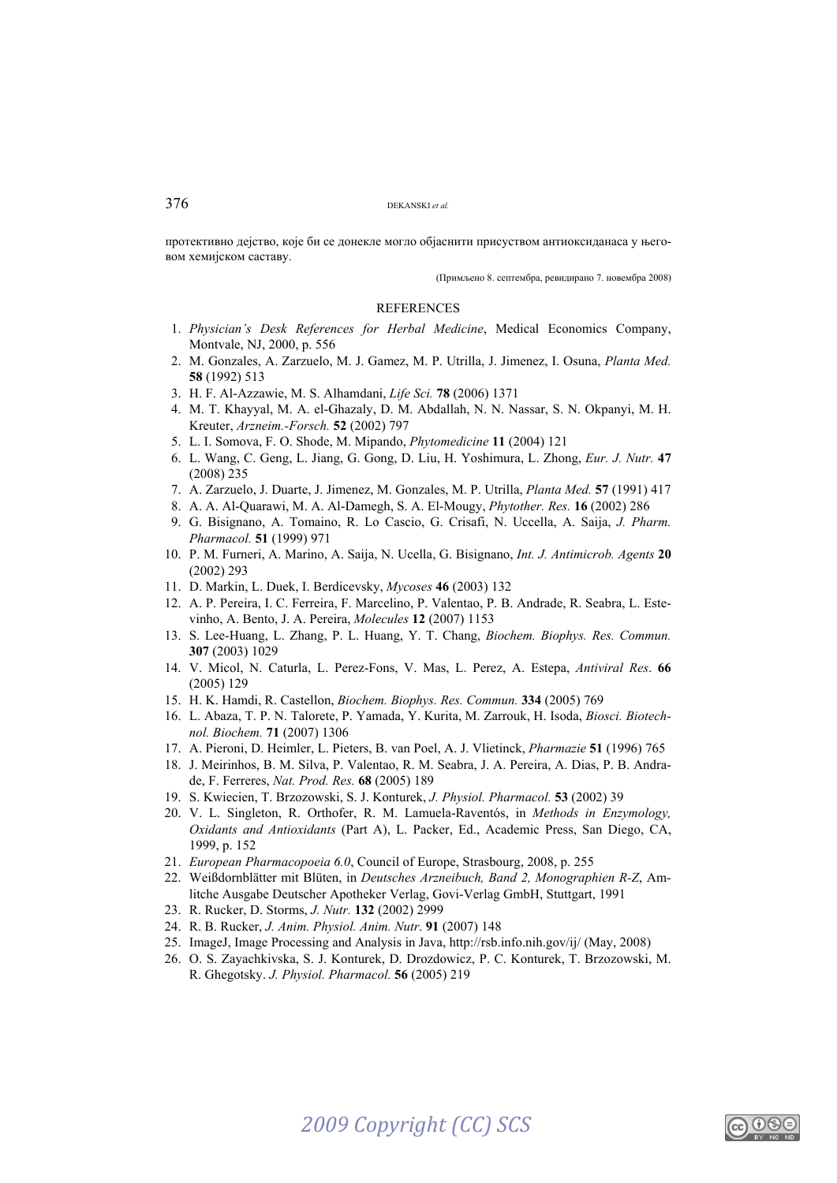протективно дејство, које би се донекле могло објаснити присуством антиоксиданаса у његовом хемијском саставу.

(Примљено 8. септембра, ревидирано 7. новембра 2008)

## REFERENCES

1. *Physician's Desk References for Herbal Medicine*, Medical Economics Company, Montvale, NJ, 2000, p. 556
2. M. Gonzales, A. Zarzuelo, M. J. Gamez, M. P. Utrilla, J. Jimenez, I. Osuna, *Planta Med.* **58** (1992) 513
3. H. F. Al-Azzawie, M. S. Alhamdani, *Life Sci.* **78** (2006) 1371
4. M. T. Khayyal, M. A. el-Ghazaly, D. M. Abdallah, N. N. Nassar, S. N. Okpanyi, M. H. Kreuter, *Arzneim.-Forsch.* **52** (2002) 797
5. L. I. Somova, F. O. Shode, M. Mipando, *Phytomedicine* **11** (2004) 121
6. L. Wang, C. Geng, L. Jiang, G. Gong, D. Liu, H. Yoshimura, L. Zhong, *Eur. J. Nutr.* **47** (2008) 235
7. A. Zarzuelo, J. Duarte, J. Jimenez, M. Gonzales, M. P. Utrilla, *Planta Med.* **57** (1991) 417
8. A. A. Al-Quarawi, M. A. Al-Damegh, S. A. El-Mougy, *Phytother. Res.* **16** (2002) 286
9. G. Bisignano, A. Tomaino, R. Lo Cascio, G. Crisafi, N. Uccella, A. Saija, *J. Pharm. Pharmacol.* **51** (1999) 971
10. P. M. Furneri, A. Marino, A. Saija, N. Ucella, G. Bisignano, *Int. J. Antimicrob. Agents* **20** (2002) 293
11. D. Markin, L. Duek, I. Berdicevsky, *Mycoses* **46** (2003) 132
12. A. P. Pereira, I. C. Ferreira, F. Marcelino, P. Valentao, P. B. Andrade, R. Seabra, L. Estevinho, A. Bento, J. A. Pereira, *Molecules* **12** (2007) 1153
13. S. Lee-Huang, L. Zhang, P. L. Huang, Y. T. Chang, *Biochem. Biophys. Res. Commun.* **307** (2003) 1029
14. V. Micol, N. Caturla, L. Perez-Fons, V. Mas, L. Perez, A. Estepa, *Antiviral Res*. **66** (2005) 129
15. H. K. Hamdi, R. Castellon, *Biochem. Biophys. Res. Commun.* **334** (2005) 769
16. L. Abaza, T. P. N. Talorete, P. Yamada, Y. Kurita, M. Zarrouk, H. Isoda, *Biosci. Biotechnol. Biochem.* **71** (2007) 1306
17. A. Pieroni, D. Heimler, L. Pieters, B. van Poel, A. J. Vlietinck, *Pharmazie* **51** (1996) 765
18. J. Meirinhos, B. M. Silva, P. Valentao, R. M. Seabra, J. A. Pereira, A. Dias, P. B. Andrade, F. Ferreres, *Nat. Prod. Res.* **68** (2005) 189
19. S. Kwiecien, T. Brzozowski, S. J. Konturek, *J. Physiol. Pharmacol.* **53** (2002) 39
20. V. L. Singleton, R. Orthofer, R. M. Lamuela-Raventós, in *Methods in Enzymology, Oxidants and Antioxidants* (Part A), L. Packer, Ed., Academic Press, San Diego, CA, 1999, p. 152
21. *European Pharmacopoeia 6.0*, Council of Europe, Strasbourg, 2008, p. 255
22. Weißdornblätter mit Blüten, in *Deutsches Arzneibuch, Band 2, Monographien R-Z*, Amlitche Ausgabe Deutscher Apotheker Verlag, Govi-Verlag GmbH, Stuttgart, 1991
23. R. Rucker, D. Storms, *J. Nutr.* **132** (2002) 2999
24. R. B. Rucker, *J. Anim. Physiol. Anim. Nutr.* **91** (2007) 148
25. ImageJ, Image Processing and Analysis in Java, http://rsb.info.nih.gov/ij/ (May, 2008)
26. O. S. Zayachkivska, S. J. Konturek, D. Drozdowicz, P. C. Konturek, T. Brzozowski, M. R. Ghegotsky. *J. Physiol. Pharmacol.* **56** (2005) 219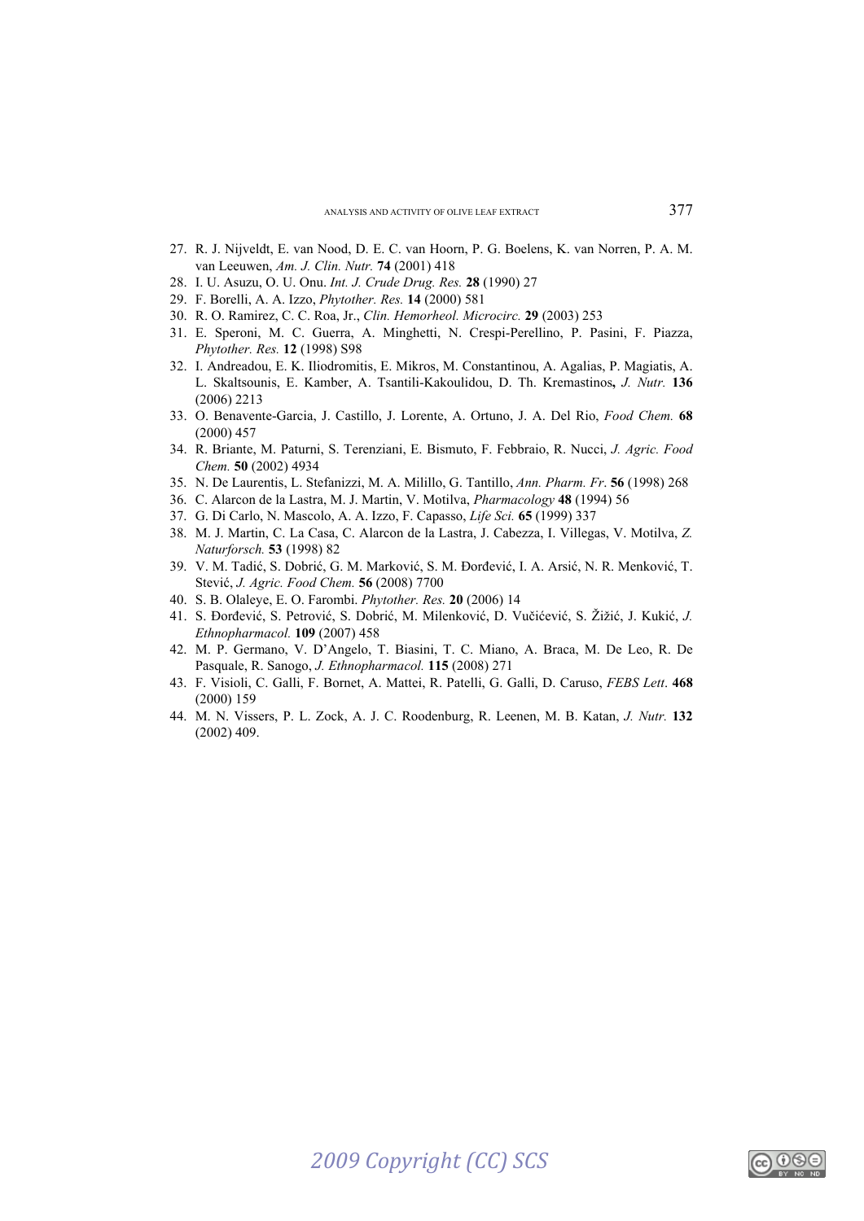27. R. J. Nijveldt, E. van Nood, D. E. C. van Hoorn, P. G. Boelens, K. van Norren, P. A. M. van Leeuwen, *Am. J. Clin. Nutr.* **74** (2001) 418
28. I. U. Asuzu, O. U. Onu. *Int. J. Crude Drug. Res.* **28** (1990) 27
29. F. Borelli, A. A. Izzo, *Phytother. Res.* **14** (2000) 581
30. R. O. Ramirez, C. C. Roa, Jr., *Clin. Hemorheol. Microcirc.* **29** (2003) 253
31. E. Speroni, M. C. Guerra, A. Minghetti, N. Crespi-Perellino, P. Pasini, F. Piazza, *Phytother. Res.* **12** (1998) S98
32. I. Andreadou, E. K. Iliodromitis, E. Mikros, M. Constantinou, A. Agalias, P. Magiatis, A. L. Skaltsounis, E. Kamber, A. Tsantili-Kakoulidou, D. Th. Kremastinos**,** *J. Nutr.* **136** (2006) 2213
33. O. Benavente-Garcia, J. Castillo, J. Lorente, A. Ortuno, J. A. Del Rio, *Food Chem.* **68** (2000) 457
34. R. Briante, M. Paturni, S. Terenziani, E. Bismuto, F. Febbraio, R. Nucci, *J. Agric. Food Chem.* **50** (2002) 4934
35. N. De Laurentis, L. Stefanizzi, M. A. Milillo, G. Tantillo, *Ann. Pharm. Fr*. **56** (1998) 268
36. C. Alarcon de la Lastra, M. J. Martin, V. Motilva, *Pharmacology* **48** (1994) 56
37. G. Di Carlo, N. Mascolo, A. A. Izzo, F. Capasso, *Life Sci.* **65** (1999) 337
38. M. J. Martin, C. La Casa, C. Alarcon de la Lastra, J. Cabezza, I. Villegas, V. Motilva, *Z. Naturforsch.* **53** (1998) 82
39. V. M. Tadić, S. Dobrić, G. M. Marković, S. M. Đorđević, I. A. Arsić, N. R. Menković, T. Stević, *J. Agric. Food Chem.* **56** (2008) 7700
40. S. B. Olaleye, E. O. Farombi. *Phytother. Res.* **20** (2006) 14
41. S. Đorđević, S. Petrović, S. Dobrić, M. Milenković, D. Vučićević, S. Žižić, J. Kukić, *J. Ethnopharmacol.* **109** (2007) 458
42. M. P. Germano, V. D'Angelo, T. Biasini, T. C. Miano, A. Braca, M. De Leo, R. De Pasquale, R. Sanogo, *J. Ethnopharmacol.* **115** (2008) 271
43. F. Visioli, C. Galli, F. Bornet, A. Mattei, R. Patelli, G. Galli, D. Caruso, *FEBS Lett*. **468** (2000) 159
44. M. N. Vissers, P. L. Zock, A. J. C. Roodenburg, R. Leenen, M. B. Katan, *J. Nutr.* **132** (2002) 409.